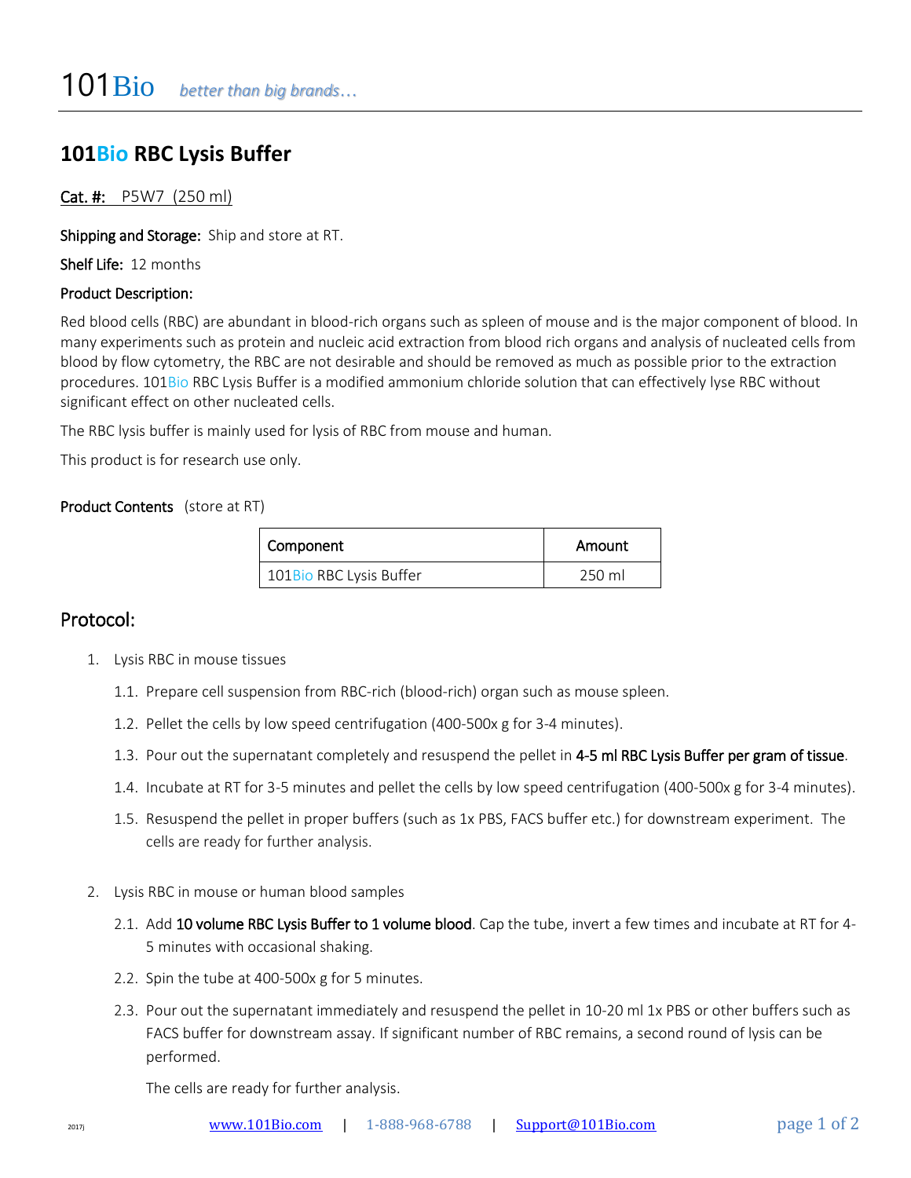# 101Bio *better than big brands…*

## 101Bio RBC Lysis Buffer

Cat. #: P5W7 (250 ml)

**Shipping and Storage:** Ship and store at RT.

**Shelf Life:** 12 months

**Product Description:**

Red blood cells (RBC) are abundant in blood-rich organs such as spleen of mouse and is the major component of blood. In many experiments such as protein and nucleic acid extraction from blood rich organs and analysis of nucleated cells from blood by flow cytometry, the RBC are not desirable and should be removed as much as possible prior to the extraction procedures. 101Bio RBC Lysis Buffer is a modified ammonium chloride solution that can effectively lyse RBC without significant effect on other nucleated cells.

The RBC lysis buffer is mainly used for lysis of RBC from mouse and human.

This product is for research use only.

**Product Contents** (store at RT)

| Component | Amount |
|---|---|
| 101Bio RBC Lysis Buffer | 250 ml |

## Protocol:

1. Lysis RBC in mouse tissues
   1.1. Prepare cell suspension from RBC-rich (blood-rich) organ such as mouse spleen.
   1.2. Pellet the cells by low speed centrifugation (400-500x g for 3-4 minutes).
   1.3. Pour out the supernatant completely and resuspend the pellet in **4-5 ml RBC Lysis Buffer per gram of tissue**.
   1.4. Incubate at RT for 3-5 minutes and pellet the cells by low speed centrifugation (400-500x g for 3-4 minutes).
   1.5. Resuspend the pellet in proper buffers (such as 1x PBS, FACS buffer etc.) for downstream experiment. The cells are ready for further analysis.

2. Lysis RBC in mouse or human blood samples
   2.1. Add **10 volume RBC Lysis Buffer to 1 volume blood**. Cap the tube, invert a few times and incubate at RT for 4-5 minutes with occasional shaking.
   2.2. Spin the tube at 400-500x g for 5 minutes.
   2.3. Pour out the supernatant immediately and resuspend the pellet in 10-20 ml 1x PBS or other buffers such as FACS buffer for downstream assay. If significant number of RBC remains, a second round of lysis can be performed.

   The cells are ready for further analysis.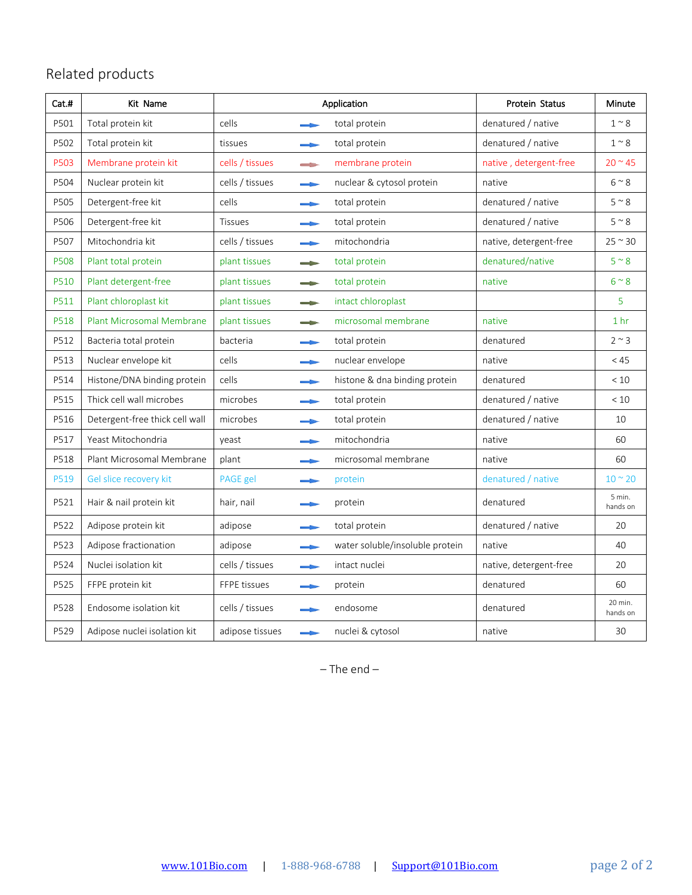## Related products

| Cat.# | Kit Name | Application | | | Protein Status | Minute |
|---|---|---|---|---|---|---|
| P501 | Total protein kit | cells | → | total protein | denatured / native | 1 ~ 8 |
| P502 | Total protein kit | tissues | → | total protein | denatured / native | 1 ~ 8 |
| P503 | Membrane protein kit | cells / tissues | → | membrane protein | native , detergent-free | 20 ~ 45 |
| P504 | Nuclear protein kit | cells / tissues | → | nuclear & cytosol protein | native | 6 ~ 8 |
| P505 | Detergent-free kit | cells | → | total protein | denatured / native | 5 ~ 8 |
| P506 | Detergent-free kit | Tissues | → | total protein | denatured / native | 5 ~ 8 |
| P507 | Mitochondria kit | cells / tissues | → | mitochondria | native, detergent-free | 25 ~ 30 |
| P508 | Plant total protein | plant tissues | → | total protein | denatured/native | 5 ~ 8 |
| P510 | Plant detergent-free | plant tissues | → | total protein | native | 6 ~ 8 |
| P511 | Plant chloroplast kit | plant tissues | → | intact chloroplast | | 5 |
| P518 | Plant Microsomal Membrane | plant tissues | → | microsomal membrane | native | 1 hr |
| P512 | Bacteria total protein | bacteria | → | total protein | denatured | 2 ~ 3 |
| P513 | Nuclear envelope kit | cells | → | nuclear envelope | native | < 45 |
| P514 | Histone/DNA binding protein | cells | → | histone & dna binding protein | denatured | < 10 |
| P515 | Thick cell wall microbes | microbes | → | total protein | denatured / native | < 10 |
| P516 | Detergent-free thick cell wall | microbes | → | total protein | denatured / native | 10 |
| P517 | Yeast Mitochondria | yeast | → | mitochondria | native | 60 |
| P518 | Plant Microsomal Membrane | plant | → | microsomal membrane | native | 60 |
| P519 | Gel slice recovery kit | PAGE gel | → | protein | denatured / native | 10 ~ 20 |
| P521 | Hair & nail protein kit | hair, nail | → | protein | denatured | 5 min. hands on |
| P522 | Adipose protein kit | adipose | → | total protein | denatured / native | 20 |
| P523 | Adipose fractionation | adipose | → | water soluble/insoluble protein | native | 40 |
| P524 | Nuclei isolation kit | cells / tissues | → | intact nuclei | native, detergent-free | 20 |
| P525 | FFPE protein kit | FFPE tissues | → | protein | denatured | 60 |
| P528 | Endosome isolation kit | cells / tissues | → | endosome | denatured | 20 min. hands on |
| P529 | Adipose nuclei isolation kit | adipose tissues | → | nuclei & cytosol | native | 30 |

– The end –

www.101Bio.com | 1-888-968-6788 | Support@101Bio.com